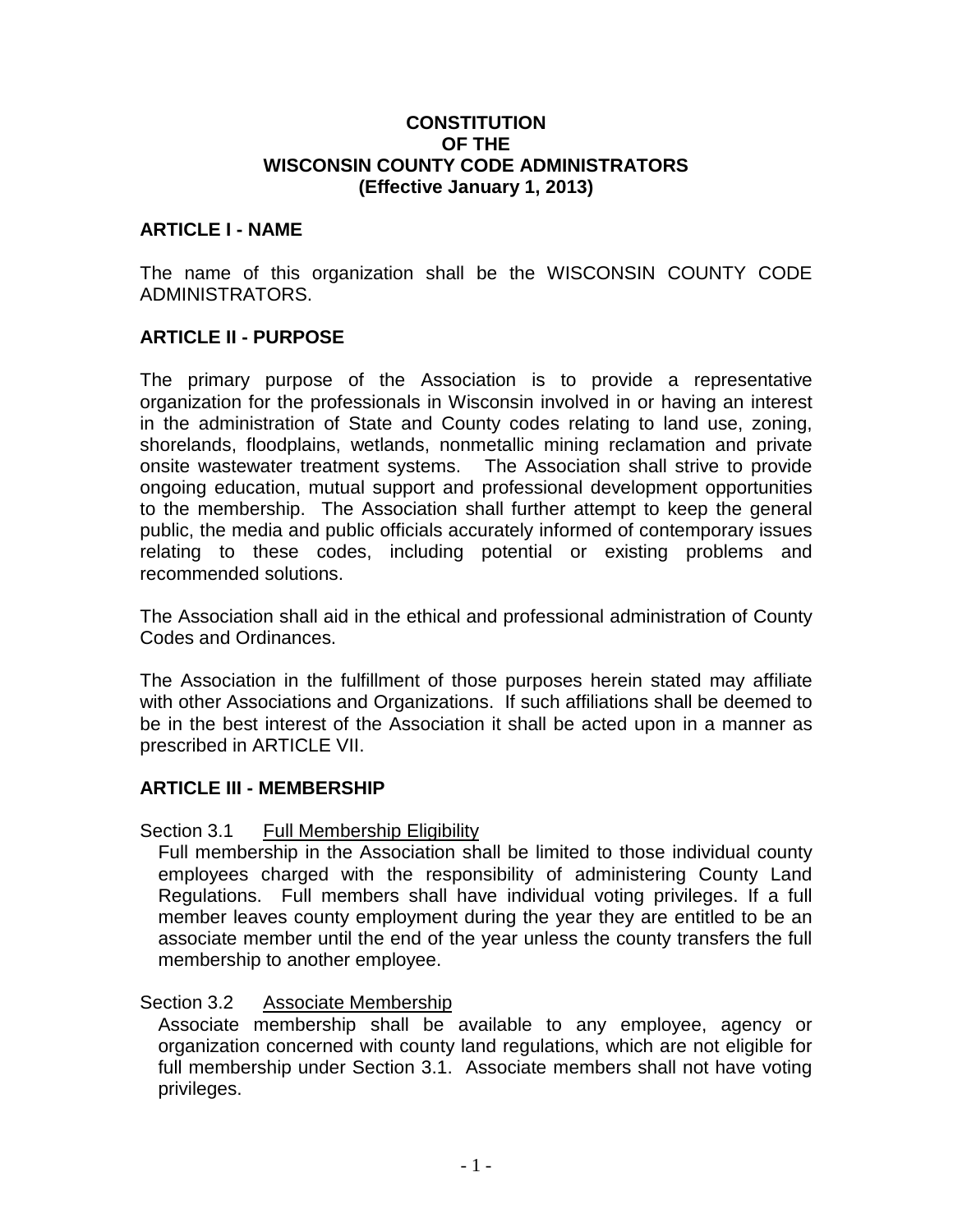# CONSTITUTION OF THE WISCONSIN COUNTY CODE ADMINISTRATORS
**(Effective January 1, 2013)**

## ARTICLE I - NAME

The name of this organization shall be the WISCONSIN COUNTY CODE ADMINISTRATORS.

## ARTICLE II - PURPOSE

The primary purpose of the Association is to provide a representative organization for the professionals in Wisconsin involved in or having an interest in the administration of State and County codes relating to land use, zoning, shorelands, floodplains, wetlands, nonmetallic mining reclamation and private onsite wastewater treatment systems. The Association shall strive to provide ongoing education, mutual support and professional development opportunities to the membership. The Association shall further attempt to keep the general public, the media and public officials accurately informed of contemporary issues relating to these codes, including potential or existing problems and recommended solutions.

The Association shall aid in the ethical and professional administration of County Codes and Ordinances.

The Association in the fulfillment of those purposes herein stated may affiliate with other Associations and Organizations. If such affiliations shall be deemed to be in the best interest of the Association it shall be acted upon in a manner as prescribed in ARTICLE VII.

## ARTICLE III - MEMBERSHIP

### Section 3.1 Full Membership Eligibility

Full membership in the Association shall be limited to those individual county employees charged with the responsibility of administering County Land Regulations. Full members shall have individual voting privileges. If a full member leaves county employment during the year they are entitled to be an associate member until the end of the year unless the county transfers the full membership to another employee.

### Section 3.2 Associate Membership

Associate membership shall be available to any employee, agency or organization concerned with county land regulations, which are not eligible for full membership under Section 3.1. Associate members shall not have voting privileges.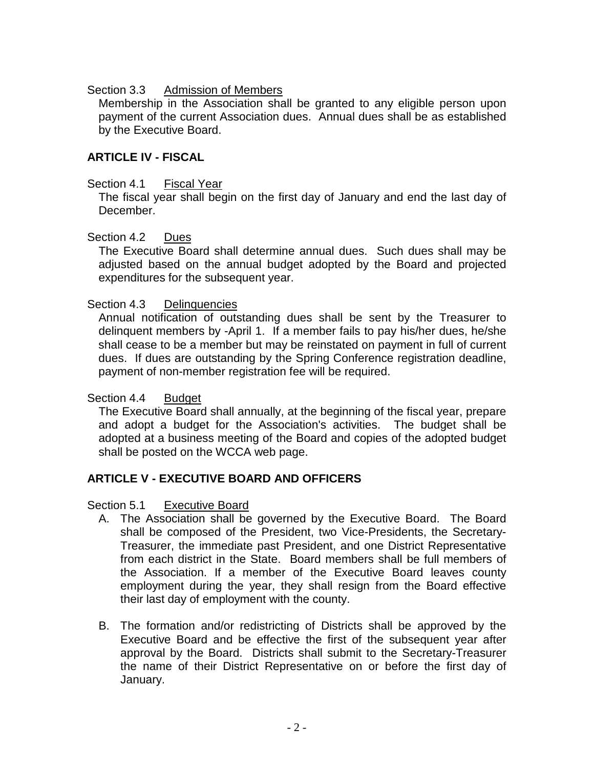Section 3.3 Admission of Members

Membership in the Association shall be granted to any eligible person upon payment of the current Association dues. Annual dues shall be as established by the Executive Board.

## ARTICLE IV - FISCAL

Section 4.1 Fiscal Year

The fiscal year shall begin on the first day of January and end the last day of December.

Section 4.2 Dues

The Executive Board shall determine annual dues. Such dues shall may be adjusted based on the annual budget adopted by the Board and projected expenditures for the subsequent year.

Section 4.3 Delinquencies

Annual notification of outstanding dues shall be sent by the Treasurer to delinquent members by -April 1. If a member fails to pay his/her dues, he/she shall cease to be a member but may be reinstated on payment in full of current dues. If dues are outstanding by the Spring Conference registration deadline, payment of non-member registration fee will be required.

Section 4.4 Budget

The Executive Board shall annually, at the beginning of the fiscal year, prepare and adopt a budget for the Association's activities. The budget shall be adopted at a business meeting of the Board and copies of the adopted budget shall be posted on the WCCA web page.

## ARTICLE V - EXECUTIVE BOARD AND OFFICERS

Section 5.1 Executive Board

A. The Association shall be governed by the Executive Board. The Board shall be composed of the President, two Vice-Presidents, the Secretary-Treasurer, the immediate past President, and one District Representative from each district in the State. Board members shall be full members of the Association. If a member of the Executive Board leaves county employment during the year, they shall resign from the Board effective their last day of employment with the county.

B. The formation and/or redistricting of Districts shall be approved by the Executive Board and be effective the first of the subsequent year after approval by the Board. Districts shall submit to the Secretary-Treasurer the name of their District Representative on or before the first day of January.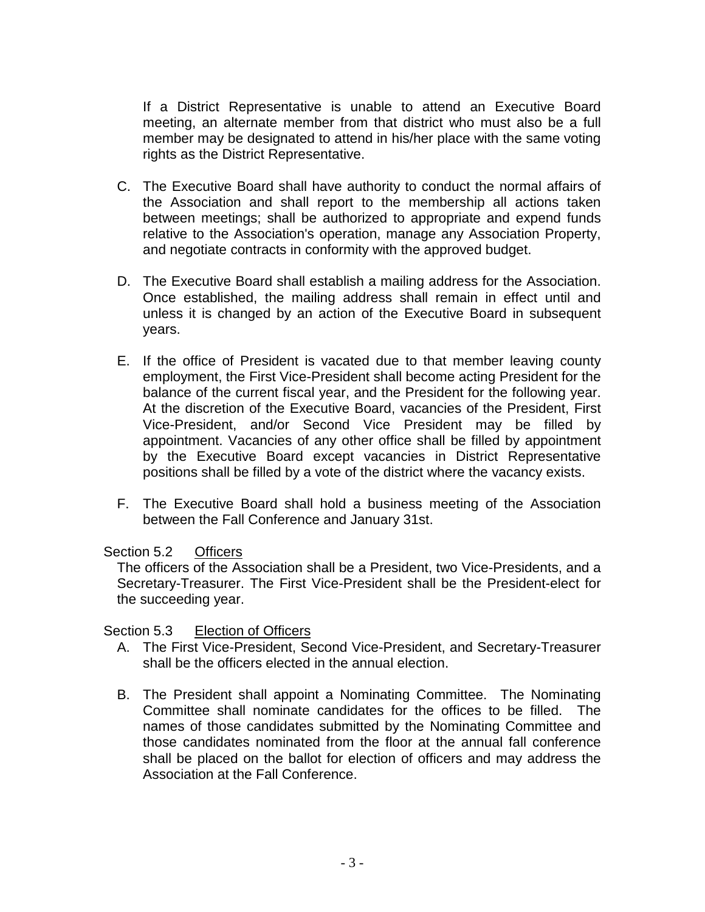If a District Representative is unable to attend an Executive Board meeting, an alternate member from that district who must also be a full member may be designated to attend in his/her place with the same voting rights as the District Representative.

C. The Executive Board shall have authority to conduct the normal affairs of the Association and shall report to the membership all actions taken between meetings; shall be authorized to appropriate and expend funds relative to the Association's operation, manage any Association Property, and negotiate contracts in conformity with the approved budget.

D. The Executive Board shall establish a mailing address for the Association. Once established, the mailing address shall remain in effect until and unless it is changed by an action of the Executive Board in subsequent years.

E. If the office of President is vacated due to that member leaving county employment, the First Vice-President shall become acting President for the balance of the current fiscal year, and the President for the following year. At the discretion of the Executive Board, vacancies of the President, First Vice-President, and/or Second Vice President may be filled by appointment. Vacancies of any other office shall be filled by appointment by the Executive Board except vacancies in District Representative positions shall be filled by a vote of the district where the vacancy exists.

F. The Executive Board shall hold a business meeting of the Association between the Fall Conference and January 31st.

Section 5.2 Officers

The officers of the Association shall be a President, two Vice-Presidents, and a Secretary-Treasurer. The First Vice-President shall be the President-elect for the succeeding year.

Section 5.3 Election of Officers

A. The First Vice-President, Second Vice-President, and Secretary-Treasurer shall be the officers elected in the annual election.

B. The President shall appoint a Nominating Committee. The Nominating Committee shall nominate candidates for the offices to be filled. The names of those candidates submitted by the Nominating Committee and those candidates nominated from the floor at the annual fall conference shall be placed on the ballot for election of officers and may address the Association at the Fall Conference.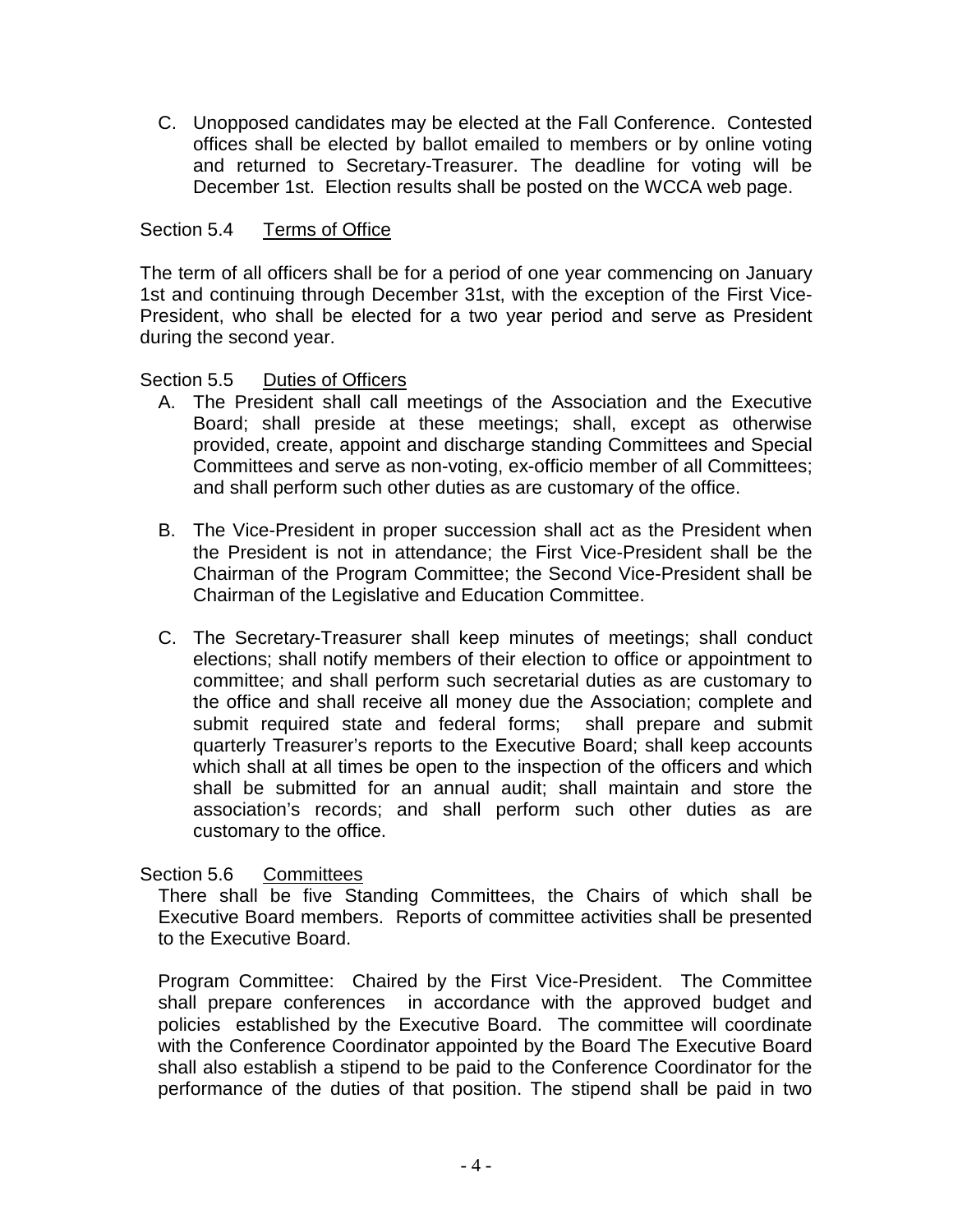C. Unopposed candidates may be elected at the Fall Conference. Contested offices shall be elected by ballot emailed to members or by online voting and returned to Secretary-Treasurer. The deadline for voting will be December 1st. Election results shall be posted on the WCCA web page.

Section 5.4 Terms of Office

The term of all officers shall be for a period of one year commencing on January 1st and continuing through December 31st, with the exception of the First Vice-President, who shall be elected for a two year period and serve as President during the second year.

Section 5.5 Duties of Officers

A. The President shall call meetings of the Association and the Executive Board; shall preside at these meetings; shall, except as otherwise provided, create, appoint and discharge standing Committees and Special Committees and serve as non-voting, ex-officio member of all Committees; and shall perform such other duties as are customary of the office.

B. The Vice-President in proper succession shall act as the President when the President is not in attendance; the First Vice-President shall be the Chairman of the Program Committee; the Second Vice-President shall be Chairman of the Legislative and Education Committee.

C. The Secretary-Treasurer shall keep minutes of meetings; shall conduct elections; shall notify members of their election to office or appointment to committee; and shall perform such secretarial duties as are customary to the office and shall receive all money due the Association; complete and submit required state and federal forms; shall prepare and submit quarterly Treasurer's reports to the Executive Board; shall keep accounts which shall at all times be open to the inspection of the officers and which shall be submitted for an annual audit; shall maintain and store the association's records; and shall perform such other duties as are customary to the office.

Section 5.6 Committees

There shall be five Standing Committees, the Chairs of which shall be Executive Board members. Reports of committee activities shall be presented to the Executive Board.

Program Committee: Chaired by the First Vice-President. The Committee shall prepare conferences in accordance with the approved budget and policies established by the Executive Board. The committee will coordinate with the Conference Coordinator appointed by the Board The Executive Board shall also establish a stipend to be paid to the Conference Coordinator for the performance of the duties of that position. The stipend shall be paid in two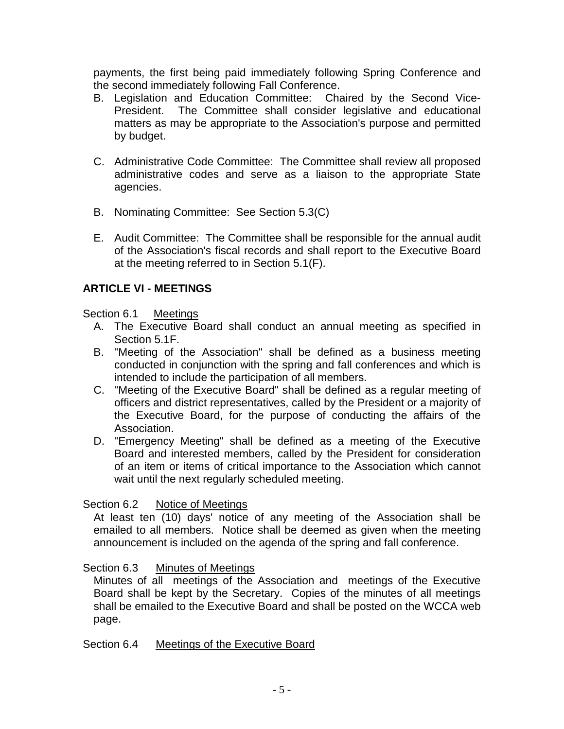payments, the first being paid immediately following Spring Conference and the second immediately following Fall Conference.

B. Legislation and Education Committee: Chaired by the Second Vice-President. The Committee shall consider legislative and educational matters as may be appropriate to the Association's purpose and permitted by budget.

C. Administrative Code Committee: The Committee shall review all proposed administrative codes and serve as a liaison to the appropriate State agencies.

B. Nominating Committee: See Section 5.3(C)

E. Audit Committee: The Committee shall be responsible for the annual audit of the Association's fiscal records and shall report to the Executive Board at the meeting referred to in Section 5.1(F).

## ARTICLE VI - MEETINGS

Section 6.1 Meetings

A. The Executive Board shall conduct an annual meeting as specified in Section 5.1F.
B. "Meeting of the Association" shall be defined as a business meeting conducted in conjunction with the spring and fall conferences and which is intended to include the participation of all members.
C. "Meeting of the Executive Board" shall be defined as a regular meeting of officers and district representatives, called by the President or a majority of the Executive Board, for the purpose of conducting the affairs of the Association.
D. "Emergency Meeting" shall be defined as a meeting of the Executive Board and interested members, called by the President for consideration of an item or items of critical importance to the Association which cannot wait until the next regularly scheduled meeting.

Section 6.2 Notice of Meetings

At least ten (10) days' notice of any meeting of the Association shall be emailed to all members. Notice shall be deemed as given when the meeting announcement is included on the agenda of the spring and fall conference.

Section 6.3 Minutes of Meetings

Minutes of all meetings of the Association and meetings of the Executive Board shall be kept by the Secretary. Copies of the minutes of all meetings shall be emailed to the Executive Board and shall be posted on the WCCA web page.

Section 6.4 Meetings of the Executive Board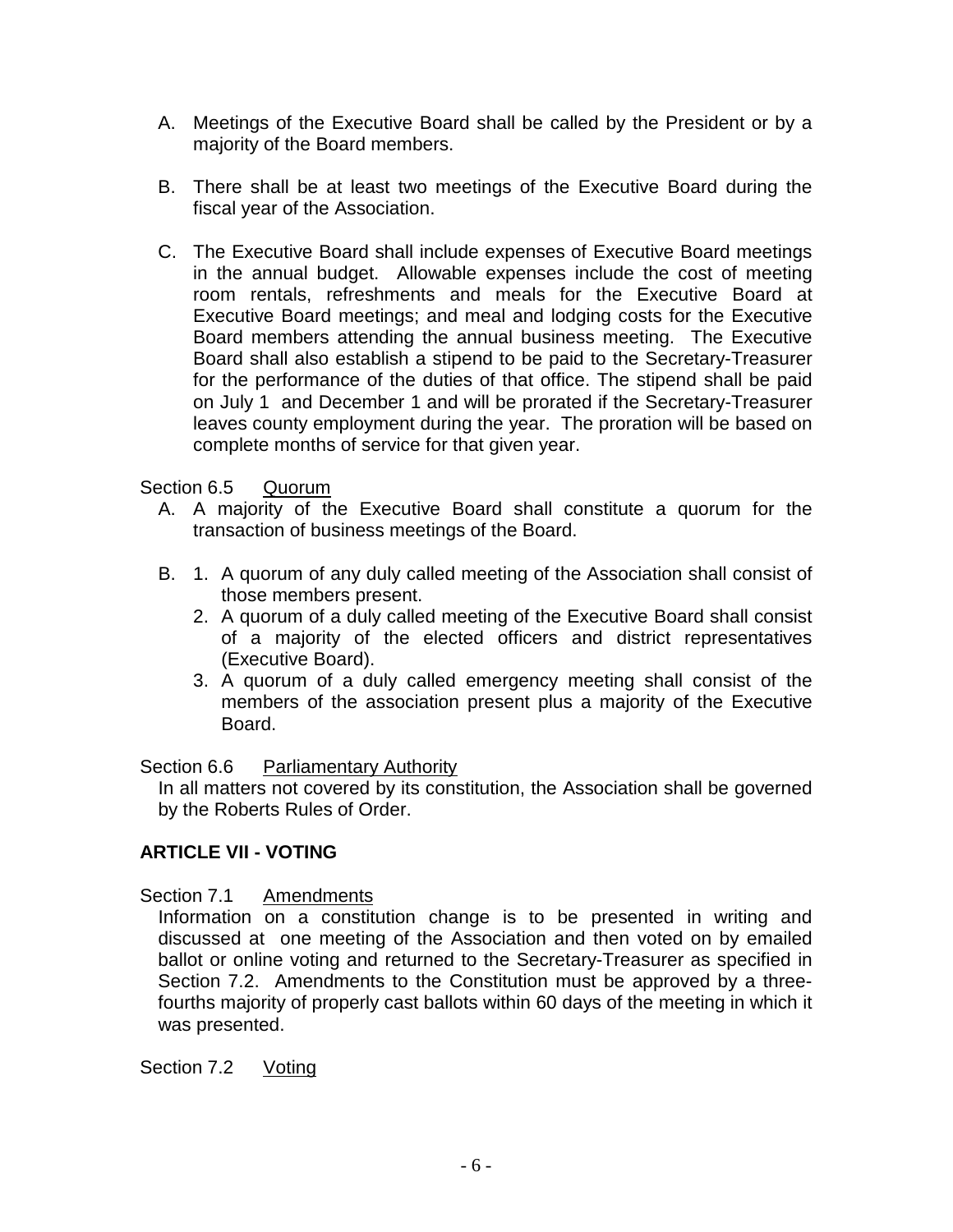A. Meetings of the Executive Board shall be called by the President or by a majority of the Board members.

B. There shall be at least two meetings of the Executive Board during the fiscal year of the Association.

C. The Executive Board shall include expenses of Executive Board meetings in the annual budget. Allowable expenses include the cost of meeting room rentals, refreshments and meals for the Executive Board at Executive Board meetings; and meal and lodging costs for the Executive Board members attending the annual business meeting. The Executive Board shall also establish a stipend to be paid to the Secretary-Treasurer for the performance of the duties of that office. The stipend shall be paid on July 1 and December 1 and will be prorated if the Secretary-Treasurer leaves county employment during the year. The proration will be based on complete months of service for that given year.

Section 6.5 Quorum

A. A majority of the Executive Board shall constitute a quorum for the transaction of business meetings of the Board.

B. 1. A quorum of any duly called meeting of the Association shall consist of those members present.
   2. A quorum of a duly called meeting of the Executive Board shall consist of a majority of the elected officers and district representatives (Executive Board).
   3. A quorum of a duly called emergency meeting shall consist of the members of the association present plus a majority of the Executive Board.

Section 6.6 Parliamentary Authority

In all matters not covered by its constitution, the Association shall be governed by the Roberts Rules of Order.

## ARTICLE VII - VOTING

Section 7.1 Amendments

Information on a constitution change is to be presented in writing and discussed at one meeting of the Association and then voted on by emailed ballot or online voting and returned to the Secretary-Treasurer as specified in Section 7.2. Amendments to the Constitution must be approved by a three-fourths majority of properly cast ballots within 60 days of the meeting in which it was presented.

Section 7.2 Voting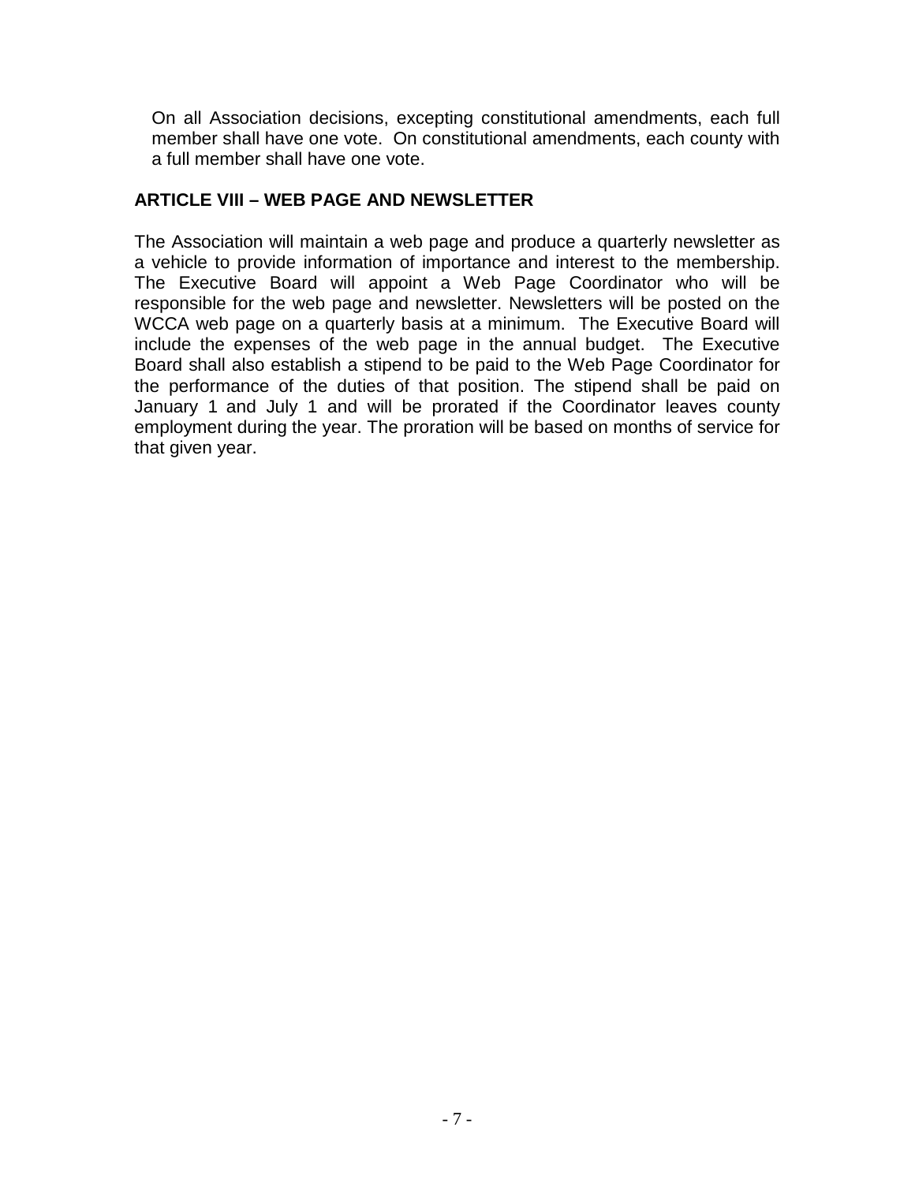On all Association decisions, excepting constitutional amendments, each full member shall have one vote. On constitutional amendments, each county with a full member shall have one vote.

## ARTICLE VIII – WEB PAGE AND NEWSLETTER

The Association will maintain a web page and produce a quarterly newsletter as a vehicle to provide information of importance and interest to the membership. The Executive Board will appoint a Web Page Coordinator who will be responsible for the web page and newsletter. Newsletters will be posted on the WCCA web page on a quarterly basis at a minimum. The Executive Board will include the expenses of the web page in the annual budget. The Executive Board shall also establish a stipend to be paid to the Web Page Coordinator for the performance of the duties of that position. The stipend shall be paid on January 1 and July 1 and will be prorated if the Coordinator leaves county employment during the year. The proration will be based on months of service for that given year.